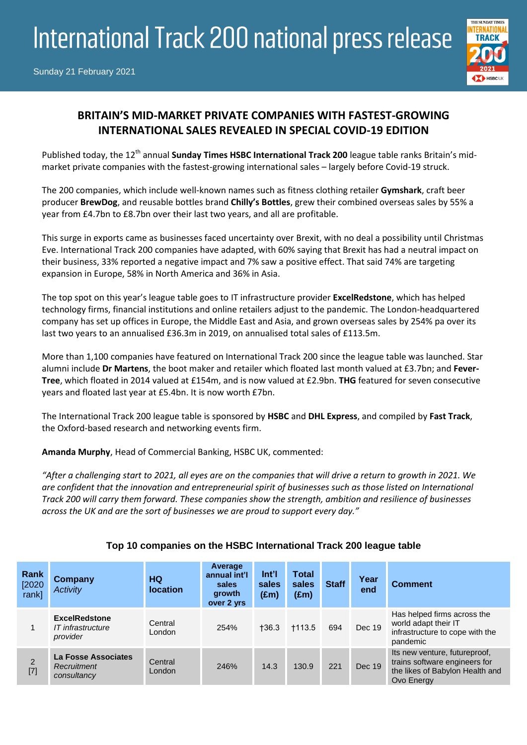# International Track 200 national press release

Sunday 21 February 2021

## BRITAIN'S MID-MARKET PRIVATE COMPANIES WITH FASTEST-GROWING INTERNATIONAL SALES REVEALED IN SPECIAL COVID-19 EDITION

Published today, the 12th annual **Sunday Times HSBC International Track 200** league table ranks Britain's mid-market private companies with the fastest-growing international sales – largely before Covid-19 struck.

The 200 companies, which include well-known names such as fitness clothing retailer **Gymshark**, craft beer producer **BrewDog**, and reusable bottles brand **Chilly's Bottles**, grew their combined overseas sales by 55% a year from £4.7bn to £8.7bn over their last two years, and all are profitable.

This surge in exports came as businesses faced uncertainty over Brexit, with no deal a possibility until Christmas Eve. International Track 200 companies have adapted, with 60% saying that Brexit has had a neutral impact on their business, 33% reported a negative impact and 7% saw a positive effect. That said 74% are targeting expansion in Europe, 58% in North America and 36% in Asia.

The top spot on this year's league table goes to IT infrastructure provider **ExcelRedstone**, which has helped technology firms, financial institutions and online retailers adjust to the pandemic. The London-headquartered company has set up offices in Europe, the Middle East and Asia, and grown overseas sales by 254% pa over its last two years to an annualised £36.3m in 2019, on annualised total sales of £113.5m.

More than 1,100 companies have featured on International Track 200 since the league table was launched. Star alumni include **Dr Martens**, the boot maker and retailer which floated last month valued at £3.7bn; and **Fever-Tree**, which floated in 2014 valued at £154m, and is now valued at £2.9bn. **THG** featured for seven consecutive years and floated last year at £5.4bn. It is now worth £7bn.

The International Track 200 league table is sponsored by **HSBC** and **DHL Express**, and compiled by **Fast Track**, the Oxford-based research and networking events firm.

**Amanda Murphy**, Head of Commercial Banking, HSBC UK, commented:

*"After a challenging start to 2021, all eyes are on the companies that will drive a return to growth in 2021. We are confident that the innovation and entrepreneurial spirit of businesses such as those listed on International Track 200 will carry them forward. These companies show the strength, ambition and resilience of businesses across the UK and are the sort of businesses we are proud to support every day."*

### Top 10 companies on the HSBC International Track 200 league table

| Rank [2020 rank] | Company *Activity* | HQ location | Average annual int'l sales growth over 2 yrs | Int'l sales (£m) | Total sales (£m) | Staff | Year end | Comment |
|---|---|---|---|---|---|---|---|---|
| 1 | **ExcelRedstone** *IT infrastructure provider* | Central London | 254% | †36.3 | †113.5 | 694 | Dec 19 | Has helped firms across the world adapt their IT infrastructure to cope with the pandemic |
| 2 [7] | **La Fosse Associates** *Recruitment consultancy* | Central London | 246% | 14.3 | 130.9 | 221 | Dec 19 | Its new venture, futureproof, trains software engineers for the likes of Babylon Health and Ovo Energy |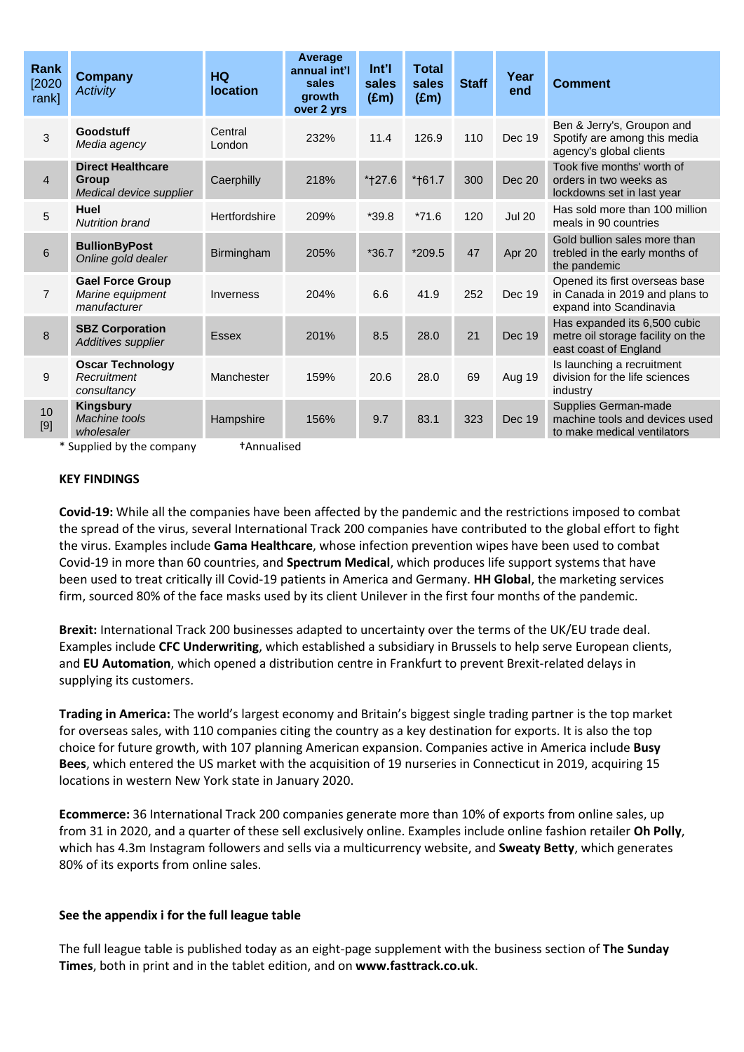| Rank [2020 rank] | Company *Activity* | HQ location | Average annual int'l sales growth over 2 yrs | Int'l sales (£m) | Total sales (£m) | Staff | Year end | Comment |
|---|---|---|---|---|---|---|---|---|
| 3 | **Goodstuff** *Media agency* | Central London | 232% | 11.4 | 126.9 | 110 | Dec 19 | Ben & Jerry's, Groupon and Spotify are among this media agency's global clients |
| 4 | **Direct Healthcare Group** *Medical device supplier* | Caerphilly | 218% | *†27.6 | *†61.7 | 300 | Dec 20 | Took five months' worth of orders in two weeks as lockdowns set in last year |
| 5 | **Huel** *Nutrition brand* | Hertfordshire | 209% | *39.8 | *71.6 | 120 | Jul 20 | Has sold more than 100 million meals in 90 countries |
| 6 | **BullionByPost** *Online gold dealer* | Birmingham | 205% | *36.7 | *209.5 | 47 | Apr 20 | Gold bullion sales more than trebled in the early months of the pandemic |
| 7 | **Gael Force Group** *Marine equipment manufacturer* | Inverness | 204% | 6.6 | 41.9 | 252 | Dec 19 | Opened its first overseas base in Canada in 2019 and plans to expand into Scandinavia |
| 8 | **SBZ Corporation** *Additives supplier* | Essex | 201% | 8.5 | 28.0 | 21 | Dec 19 | Has expanded its 6,500 cubic metre oil storage facility on the east coast of England |
| 9 | **Oscar Technology** *Recruitment consultancy* | Manchester | 159% | 20.6 | 28.0 | 69 | Aug 19 | Is launching a recruitment division for the life sciences industry |
| 10 [9] | **Kingsbury** *Machine tools wholesaler* | Hampshire | 156% | 9.7 | 83.1 | 323 | Dec 19 | Supplies German-made machine tools and devices used to make medical ventilators |

\* Supplied by the company †Annualised

**KEY FINDINGS**

**Covid-19:** While all the companies have been affected by the pandemic and the restrictions imposed to combat the spread of the virus, several International Track 200 companies have contributed to the global effort to fight the virus. Examples include **Gama Healthcare**, whose infection prevention wipes have been used to combat Covid-19 in more than 60 countries, and **Spectrum Medical**, which produces life support systems that have been used to treat critically ill Covid-19 patients in America and Germany. **HH Global**, the marketing services firm, sourced 80% of the face masks used by its client Unilever in the first four months of the pandemic.

**Brexit:** International Track 200 businesses adapted to uncertainty over the terms of the UK/EU trade deal. Examples include **CFC Underwriting**, which established a subsidiary in Brussels to help serve European clients, and **EU Automation**, which opened a distribution centre in Frankfurt to prevent Brexit-related delays in supplying its customers.

**Trading in America:** The world's largest economy and Britain's biggest single trading partner is the top market for overseas sales, with 110 companies citing the country as a key destination for exports. It is also the top choice for future growth, with 107 planning American expansion. Companies active in America include **Busy Bees**, which entered the US market with the acquisition of 19 nurseries in Connecticut in 2019, acquiring 15 locations in western New York state in January 2020.

**Ecommerce:** 36 International Track 200 companies generate more than 10% of exports from online sales, up from 31 in 2020, and a quarter of these sell exclusively online. Examples include online fashion retailer **Oh Polly**, which has 4.3m Instagram followers and sells via a multicurrency website, and **Sweaty Betty**, which generates 80% of its exports from online sales.

**See the appendix i for the full league table**

The full league table is published today as an eight-page supplement with the business section of **The Sunday Times**, both in print and in the tablet edition, and on **www.fasttrack.co.uk**.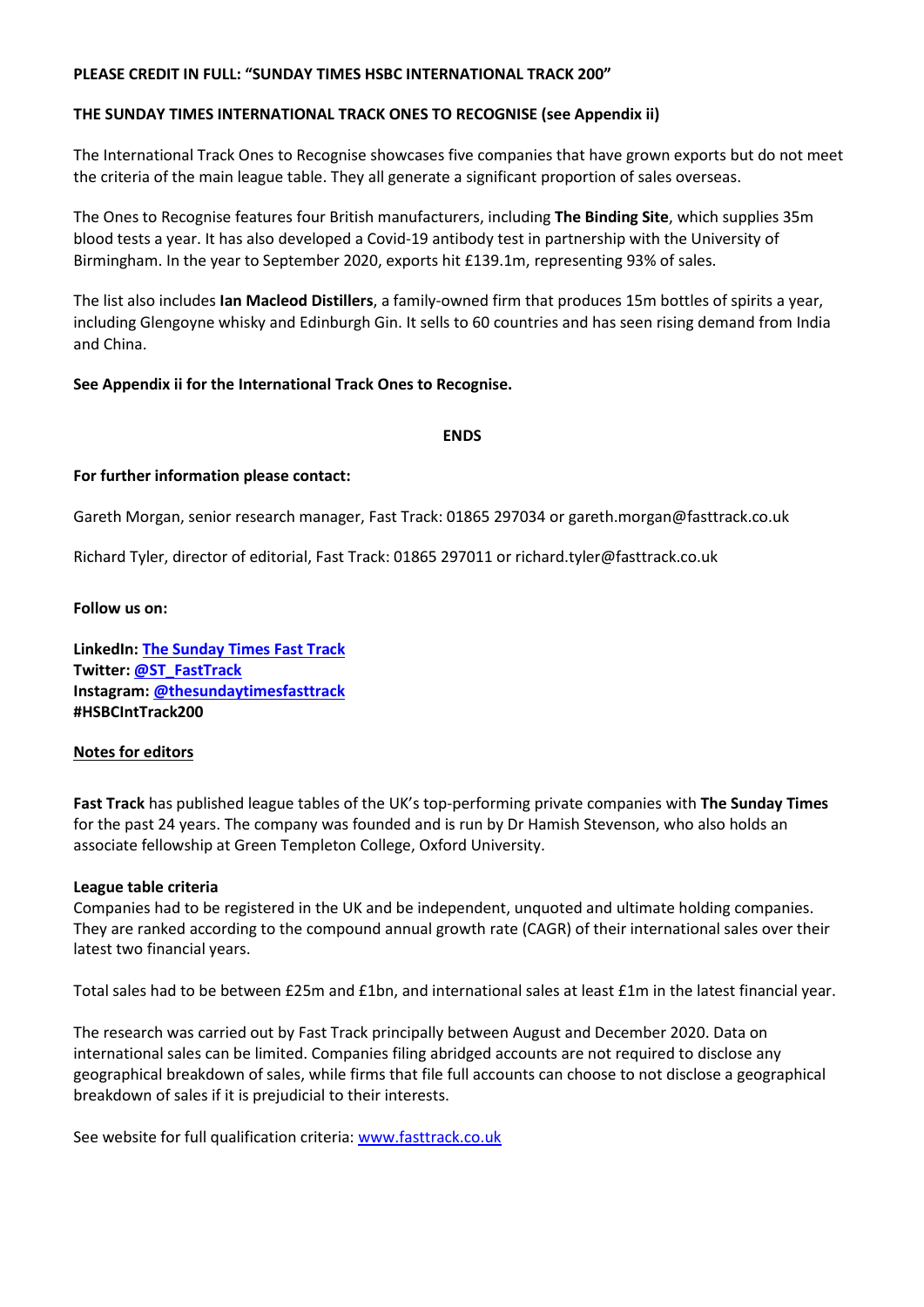**PLEASE CREDIT IN FULL: "SUNDAY TIMES HSBC INTERNATIONAL TRACK 200"**

**THE SUNDAY TIMES INTERNATIONAL TRACK ONES TO RECOGNISE (see Appendix ii)**

The International Track Ones to Recognise showcases five companies that have grown exports but do not meet the criteria of the main league table. They all generate a significant proportion of sales overseas.

The Ones to Recognise features four British manufacturers, including **The Binding Site**, which supplies 35m blood tests a year. It has also developed a Covid-19 antibody test in partnership with the University of Birmingham. In the year to September 2020, exports hit £139.1m, representing 93% of sales.

The list also includes **Ian Macleod Distillers**, a family-owned firm that produces 15m bottles of spirits a year, including Glengoyne whisky and Edinburgh Gin. It sells to 60 countries and has seen rising demand from India and China.

**See Appendix ii for the International Track Ones to Recognise.**

**ENDS**

**For further information please contact:**

Gareth Morgan, senior research manager, Fast Track: 01865 297034 or gareth.morgan@fasttrack.co.uk

Richard Tyler, director of editorial, Fast Track: 01865 297011 or richard.tyler@fasttrack.co.uk

**Follow us on:**

**LinkedIn: The Sunday Times Fast Track**
**Twitter: @ST_FastTrack**
**Instagram: @thesundaytimesfasttrack**
**#HSBCIntTrack200**

**Notes for editors**

**Fast Track** has published league tables of the UK's top-performing private companies with **The Sunday Times** for the past 24 years. The company was founded and is run by Dr Hamish Stevenson, who also holds an associate fellowship at Green Templeton College, Oxford University.

**League table criteria**
Companies had to be registered in the UK and be independent, unquoted and ultimate holding companies. They are ranked according to the compound annual growth rate (CAGR) of their international sales over their latest two financial years.

Total sales had to be between £25m and £1bn, and international sales at least £1m in the latest financial year.

The research was carried out by Fast Track principally between August and December 2020. Data on international sales can be limited. Companies filing abridged accounts are not required to disclose any geographical breakdown of sales, while firms that file full accounts can choose to not disclose a geographical breakdown of sales if it is prejudicial to their interests.

See website for full qualification criteria: www.fasttrack.co.uk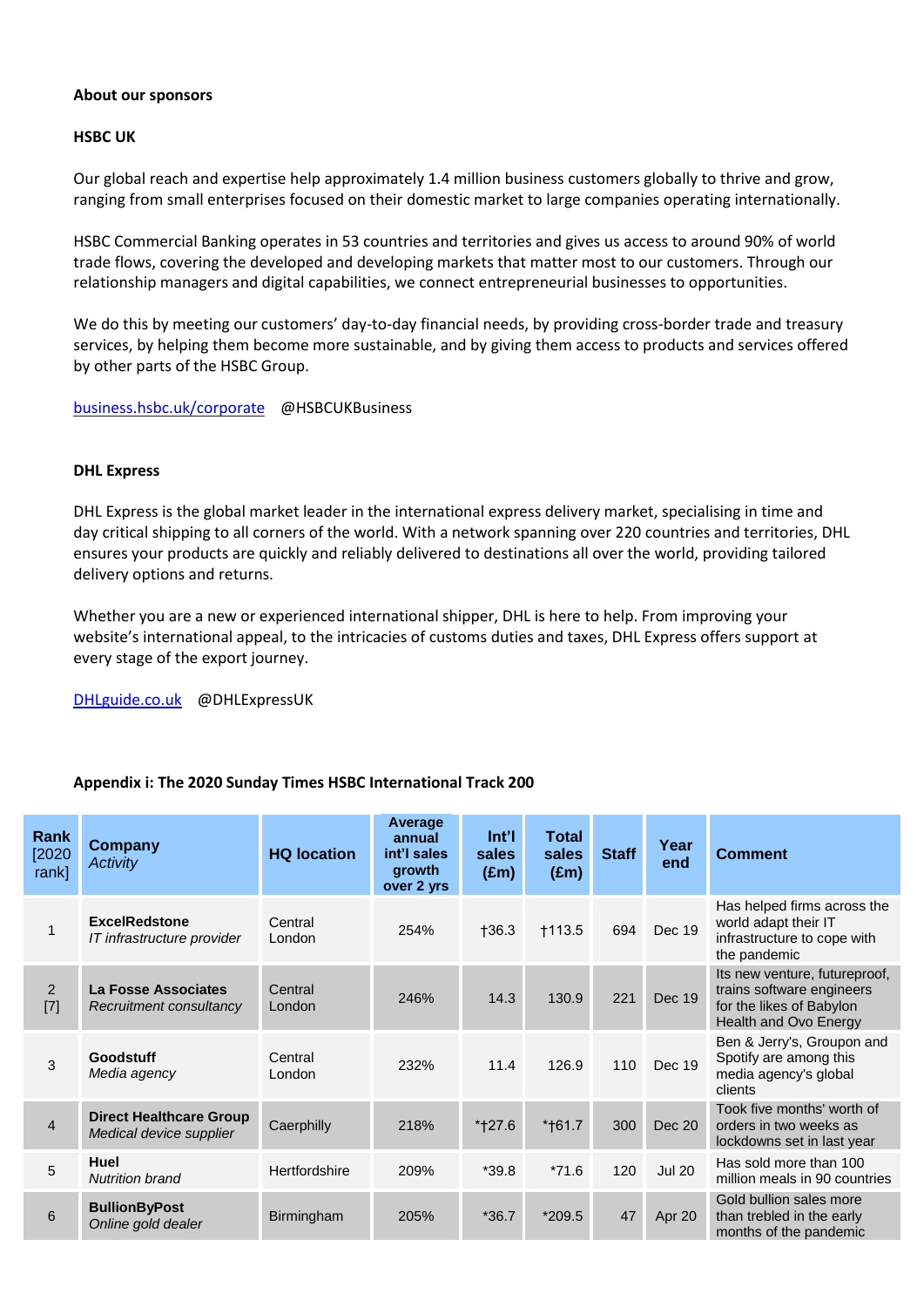**About our sponsors**

**HSBC UK**

Our global reach and expertise help approximately 1.4 million business customers globally to thrive and grow, ranging from small enterprises focused on their domestic market to large companies operating internationally.

HSBC Commercial Banking operates in 53 countries and territories and gives us access to around 90% of world trade flows, covering the developed and developing markets that matter most to our customers. Through our relationship managers and digital capabilities, we connect entrepreneurial businesses to opportunities.

We do this by meeting our customers' day-to-day financial needs, by providing cross-border trade and treasury services, by helping them become more sustainable, and by giving them access to products and services offered by other parts of the HSBC Group.

business.hsbc.uk/corporate @HSBCUKBusiness

**DHL Express**

DHL Express is the global market leader in the international express delivery market, specialising in time and day critical shipping to all corners of the world. With a network spanning over 220 countries and territories, DHL ensures your products are quickly and reliably delivered to destinations all over the world, providing tailored delivery options and returns.

Whether you are a new or experienced international shipper, DHL is here to help. From improving your website's international appeal, to the intricacies of customs duties and taxes, DHL Express offers support at every stage of the export journey.

DHLguide.co.uk @DHLExpressUK

**Appendix i: The 2020 Sunday Times HSBC International Track 200**

| Rank [2020 rank] | Company *Activity* | HQ location | Average annual int'l sales growth over 2 yrs | Int'l sales (£m) | Total sales (£m) | Staff | Year end | Comment |
|---|---|---|---|---|---|---|---|---|
| 1 | **ExcelRedstone** *IT infrastructure provider* | Central London | 254% | †36.3 | †113.5 | 694 | Dec 19 | Has helped firms across the world adapt their IT infrastructure to cope with the pandemic |
| 2 [7] | **La Fosse Associates** *Recruitment consultancy* | Central London | 246% | 14.3 | 130.9 | 221 | Dec 19 | Its new venture, futureproof, trains software engineers for the likes of Babylon Health and Ovo Energy |
| 3 | **Goodstuff** *Media agency* | Central London | 232% | 11.4 | 126.9 | 110 | Dec 19 | Ben & Jerry's, Groupon and Spotify are among this media agency's global clients |
| 4 | **Direct Healthcare Group** *Medical device supplier* | Caerphilly | 218% | *†27.6 | *†61.7 | 300 | Dec 20 | Took five months' worth of orders in two weeks as lockdowns set in last year |
| 5 | **Huel** *Nutrition brand* | Hertfordshire | 209% | *39.8 | *71.6 | 120 | Jul 20 | Has sold more than 100 million meals in 90 countries |
| 6 | **BullionByPost** *Online gold dealer* | Birmingham | 205% | *36.7 | *209.5 | 47 | Apr 20 | Gold bullion sales more than trebled in the early months of the pandemic |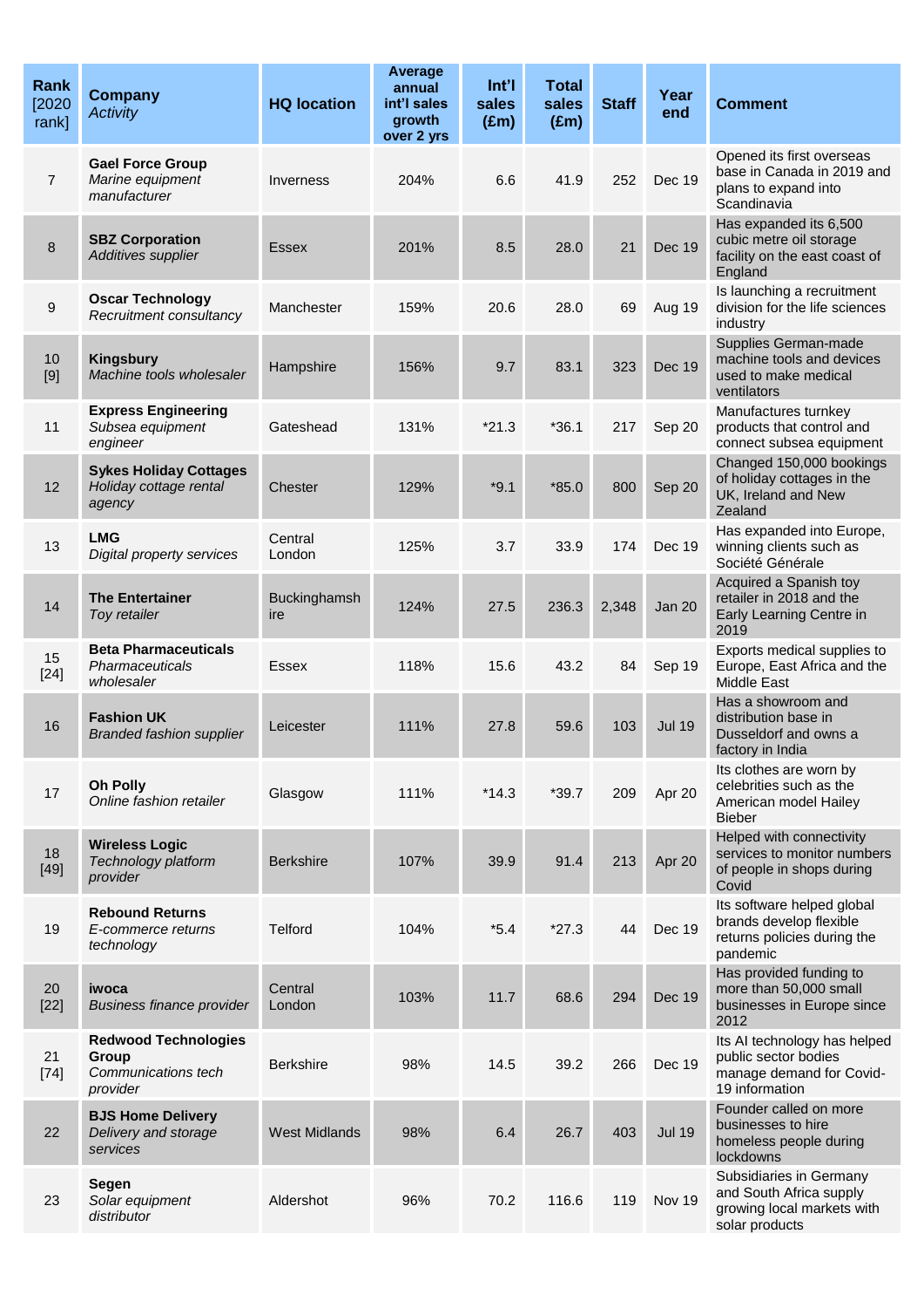| Rank [2020 rank] | **Company** *Activity* | HQ location | Average annual int'l sales growth over 2 yrs | Int'l sales (£m) | Total sales (£m) | Staff | Year end | Comment |
|---|---|---|---|---|---|---|---|---|
| 7 | **Gael Force Group** *Marine equipment manufacturer* | Inverness | 204% | 6.6 | 41.9 | 252 | Dec 19 | Opened its first overseas base in Canada in 2019 and plans to expand into Scandinavia |
| 8 | **SBZ Corporation** *Additives supplier* | Essex | 201% | 8.5 | 28.0 | 21 | Dec 19 | Has expanded its 6,500 cubic metre oil storage facility on the east coast of England |
| 9 | **Oscar Technology** *Recruitment consultancy* | Manchester | 159% | 20.6 | 28.0 | 69 | Aug 19 | Is launching a recruitment division for the life sciences industry |
| 10 [9] | **Kingsbury** *Machine tools wholesaler* | Hampshire | 156% | 9.7 | 83.1 | 323 | Dec 19 | Supplies German-made machine tools and devices used to make medical ventilators |
| 11 | **Express Engineering** *Subsea equipment engineer* | Gateshead | 131% | *21.3 | *36.1 | 217 | Sep 20 | Manufactures turnkey products that control and connect subsea equipment |
| 12 | **Sykes Holiday Cottages** *Holiday cottage rental agency* | Chester | 129% | *9.1 | *85.0 | 800 | Sep 20 | Changed 150,000 bookings of holiday cottages in the UK, Ireland and New Zealand |
| 13 | **LMG** *Digital property services* | Central London | 125% | 3.7 | 33.9 | 174 | Dec 19 | Has expanded into Europe, winning clients such as Société Générale |
| 14 | **The Entertainer** *Toy retailer* | Buckinghamshire | 124% | 27.5 | 236.3 | 2,348 | Jan 20 | Acquired a Spanish toy retailer in 2018 and the Early Learning Centre in 2019 |
| 15 [24] | **Beta Pharmaceuticals** *Pharmaceuticals wholesaler* | Essex | 118% | 15.6 | 43.2 | 84 | Sep 19 | Exports medical supplies to Europe, East Africa and the Middle East |
| 16 | **Fashion UK** *Branded fashion supplier* | Leicester | 111% | 27.8 | 59.6 | 103 | Jul 19 | Has a showroom and distribution base in Dusseldorf and owns a factory in India |
| 17 | **Oh Polly** *Online fashion retailer* | Glasgow | 111% | *14.3 | *39.7 | 209 | Apr 20 | Its clothes are worn by celebrities such as the American model Hailey Bieber |
| 18 [49] | **Wireless Logic** *Technology platform provider* | Berkshire | 107% | 39.9 | 91.4 | 213 | Apr 20 | Helped with connectivity services to monitor numbers of people in shops during Covid |
| 19 | **Rebound Returns** *E-commerce returns technology* | Telford | 104% | *5.4 | *27.3 | 44 | Dec 19 | Its software helped global brands develop flexible returns policies during the pandemic |
| 20 [22] | **iwoca** *Business finance provider* | Central London | 103% | 11.7 | 68.6 | 294 | Dec 19 | Has provided funding to more than 50,000 small businesses in Europe since 2012 |
| 21 [74] | **Redwood Technologies Group** *Communications tech provider* | Berkshire | 98% | 14.5 | 39.2 | 266 | Dec 19 | Its AI technology has helped public sector bodies manage demand for Covid-19 information |
| 22 | **BJS Home Delivery** *Delivery and storage services* | West Midlands | 98% | 6.4 | 26.7 | 403 | Jul 19 | Founder called on more businesses to hire homeless people during lockdowns |
| 23 | **Segen** *Solar equipment distributor* | Aldershot | 96% | 70.2 | 116.6 | 119 | Nov 19 | Subsidiaries in Germany and South Africa supply growing local markets with solar products |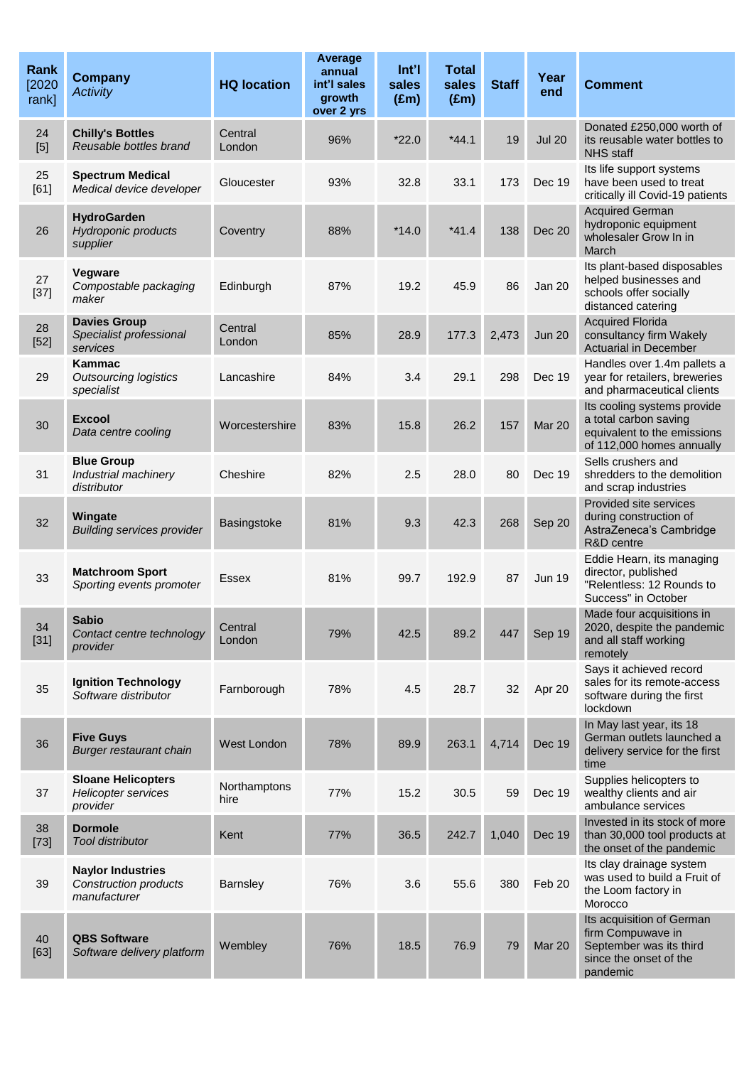| Rank [2020 rank] | **Company** *Activity* | HQ location | Average annual int'l sales growth over 2 yrs | Int'l sales (£m) | Total sales (£m) | Staff | Year end | Comment |
|---|---|---|---|---|---|---|---|---|
| 24 [5] | **Chilly's Bottles** *Reusable bottles brand* | Central London | 96% | *22.0 | *44.1 | 19 | Jul 20 | Donated £250,000 worth of its reusable water bottles to NHS staff |
| 25 [61] | **Spectrum Medical** *Medical device developer* | Gloucester | 93% | 32.8 | 33.1 | 173 | Dec 19 | Its life support systems have been used to treat critically ill Covid-19 patients |
| 26 | **HydroGarden** *Hydroponic products supplier* | Coventry | 88% | *14.0 | *41.4 | 138 | Dec 20 | Acquired German hydroponic equipment wholesaler Grow In in March |
| 27 [37] | **Vegware** *Compostable packaging maker* | Edinburgh | 87% | 19.2 | 45.9 | 86 | Jan 20 | Its plant-based disposables helped businesses and schools offer socially distanced catering |
| 28 [52] | **Davies Group** *Specialist professional services* | Central London | 85% | 28.9 | 177.3 | 2,473 | Jun 20 | Acquired Florida consultancy firm Wakely Actuarial in December |
| 29 | **Kammac** *Outsourcing logistics specialist* | Lancashire | 84% | 3.4 | 29.1 | 298 | Dec 19 | Handles over 1.4m pallets a year for retailers, breweries and pharmaceutical clients |
| 30 | **Excool** *Data centre cooling* | Worcestershire | 83% | 15.8 | 26.2 | 157 | Mar 20 | Its cooling systems provide a total carbon saving equivalent to the emissions of 112,000 homes annually |
| 31 | **Blue Group** *Industrial machinery distributor* | Cheshire | 82% | 2.5 | 28.0 | 80 | Dec 19 | Sells crushers and shredders to the demolition and scrap industries |
| 32 | **Wingate** *Building services provider* | Basingstoke | 81% | 9.3 | 42.3 | 268 | Sep 20 | Provided site services during construction of AstraZeneca's Cambridge R&D centre |
| 33 | **Matchroom Sport** *Sporting events promoter* | Essex | 81% | 99.7 | 192.9 | 87 | Jun 19 | Eddie Hearn, its managing director, published "Relentless: 12 Rounds to Success" in October |
| 34 [31] | **Sabio** *Contact centre technology provider* | Central London | 79% | 42.5 | 89.2 | 447 | Sep 19 | Made four acquisitions in 2020, despite the pandemic and all staff working remotely |
| 35 | **Ignition Technology** *Software distributor* | Farnborough | 78% | 4.5 | 28.7 | 32 | Apr 20 | Says it achieved record sales for its remote-access software during the first lockdown |
| 36 | **Five Guys** *Burger restaurant chain* | West London | 78% | 89.9 | 263.1 | 4,714 | Dec 19 | In May last year, its 18 German outlets launched a delivery service for the first time |
| 37 | **Sloane Helicopters** *Helicopter services provider* | Northamptonshire | 77% | 15.2 | 30.5 | 59 | Dec 19 | Supplies helicopters to wealthy clients and air ambulance services |
| 38 [73] | **Dormole** *Tool distributor* | Kent | 77% | 36.5 | 242.7 | 1,040 | Dec 19 | Invested in its stock of more than 30,000 tool products at the onset of the pandemic |
| 39 | **Naylor Industries** *Construction products manufacturer* | Barnsley | 76% | 3.6 | 55.6 | 380 | Feb 20 | Its clay drainage system was used to build a Fruit of the Loom factory in Morocco |
| 40 [63] | **QBS Software** *Software delivery platform* | Wembley | 76% | 18.5 | 76.9 | 79 | Mar 20 | Its acquisition of German firm Compuwave in September was its third since the onset of the pandemic |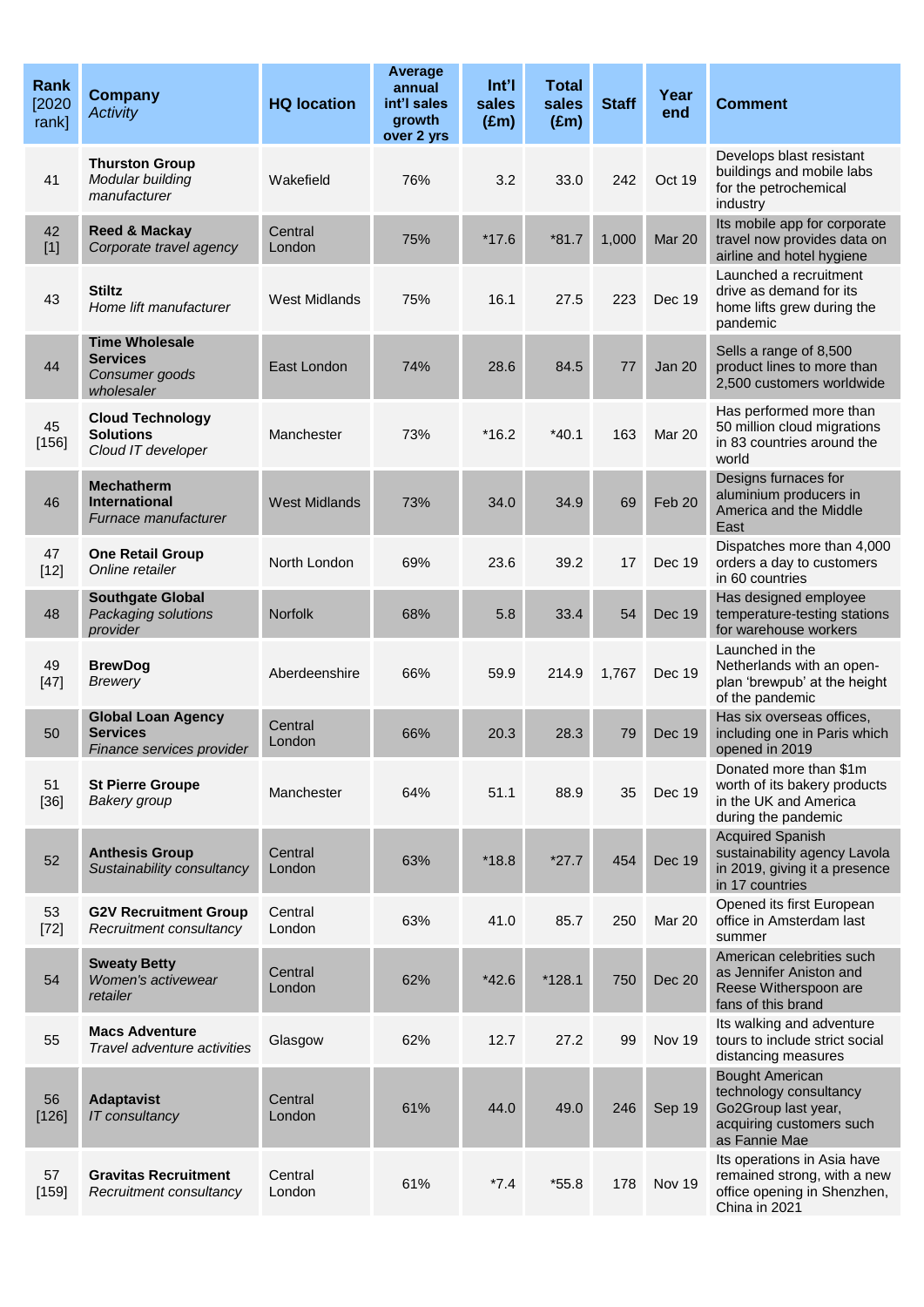| Rank [2020 rank] | **Company** *Activity* | HQ location | Average annual int'l sales growth over 2 yrs | Int'l sales (£m) | Total sales (£m) | Staff | Year end | Comment |
|---|---|---|---|---|---|---|---|---|
| 41 | **Thurston Group** *Modular building manufacturer* | Wakefield | 76% | 3.2 | 33.0 | 242 | Oct 19 | Develops blast resistant buildings and mobile labs for the petrochemical industry |
| 42 [1] | **Reed & Mackay** *Corporate travel agency* | Central London | 75% | *17.6 | *81.7 | 1,000 | Mar 20 | Its mobile app for corporate travel now provides data on airline and hotel hygiene |
| 43 | **Stiltz** *Home lift manufacturer* | West Midlands | 75% | 16.1 | 27.5 | 223 | Dec 19 | Launched a recruitment drive as demand for its home lifts grew during the pandemic |
| 44 | **Time Wholesale Services** *Consumer goods wholesaler* | East London | 74% | 28.6 | 84.5 | 77 | Jan 20 | Sells a range of 8,500 product lines to more than 2,500 customers worldwide |
| 45 [156] | **Cloud Technology Solutions** *Cloud IT developer* | Manchester | 73% | *16.2 | *40.1 | 163 | Mar 20 | Has performed more than 50 million cloud migrations in 83 countries around the world |
| 46 | **Mechatherm International** *Furnace manufacturer* | West Midlands | 73% | 34.0 | 34.9 | 69 | Feb 20 | Designs furnaces for aluminium producers in America and the Middle East |
| 47 [12] | **One Retail Group** *Online retailer* | North London | 69% | 23.6 | 39.2 | 17 | Dec 19 | Dispatches more than 4,000 orders a day to customers in 60 countries |
| 48 | **Southgate Global** *Packaging solutions provider* | Norfolk | 68% | 5.8 | 33.4 | 54 | Dec 19 | Has designed employee temperature-testing stations for warehouse workers |
| 49 [47] | **BrewDog** *Brewery* | Aberdeenshire | 66% | 59.9 | 214.9 | 1,767 | Dec 19 | Launched in the Netherlands with an open-plan 'brewpub' at the height of the pandemic |
| 50 | **Global Loan Agency Services** *Finance services provider* | Central London | 66% | 20.3 | 28.3 | 79 | Dec 19 | Has six overseas offices, including one in Paris which opened in 2019 |
| 51 [36] | **St Pierre Groupe** *Bakery group* | Manchester | 64% | 51.1 | 88.9 | 35 | Dec 19 | Donated more than $1m worth of its bakery products in the UK and America during the pandemic |
| 52 | **Anthesis Group** *Sustainability consultancy* | Central London | 63% | *18.8 | *27.7 | 454 | Dec 19 | Acquired Spanish sustainability agency Lavola in 2019, giving it a presence in 17 countries |
| 53 [72] | **G2V Recruitment Group** *Recruitment consultancy* | Central London | 63% | 41.0 | 85.7 | 250 | Mar 20 | Opened its first European office in Amsterdam last summer |
| 54 | **Sweaty Betty** *Women's activewear retailer* | Central London | 62% | *42.6 | *128.1 | 750 | Dec 20 | American celebrities such as Jennifer Aniston and Reese Witherspoon are fans of this brand |
| 55 | **Macs Adventure** *Travel adventure activities* | Glasgow | 62% | 12.7 | 27.2 | 99 | Nov 19 | Its walking and adventure tours to include strict social distancing measures |
| 56 [126] | **Adaptavist** *IT consultancy* | Central London | 61% | 44.0 | 49.0 | 246 | Sep 19 | Bought American technology consultancy Go2Group last year, acquiring customers such as Fannie Mae |
| 57 [159] | **Gravitas Recruitment** *Recruitment consultancy* | Central London | 61% | *7.4 | *55.8 | 178 | Nov 19 | Its operations in Asia have remained strong, with a new office opening in Shenzhen, China in 2021 |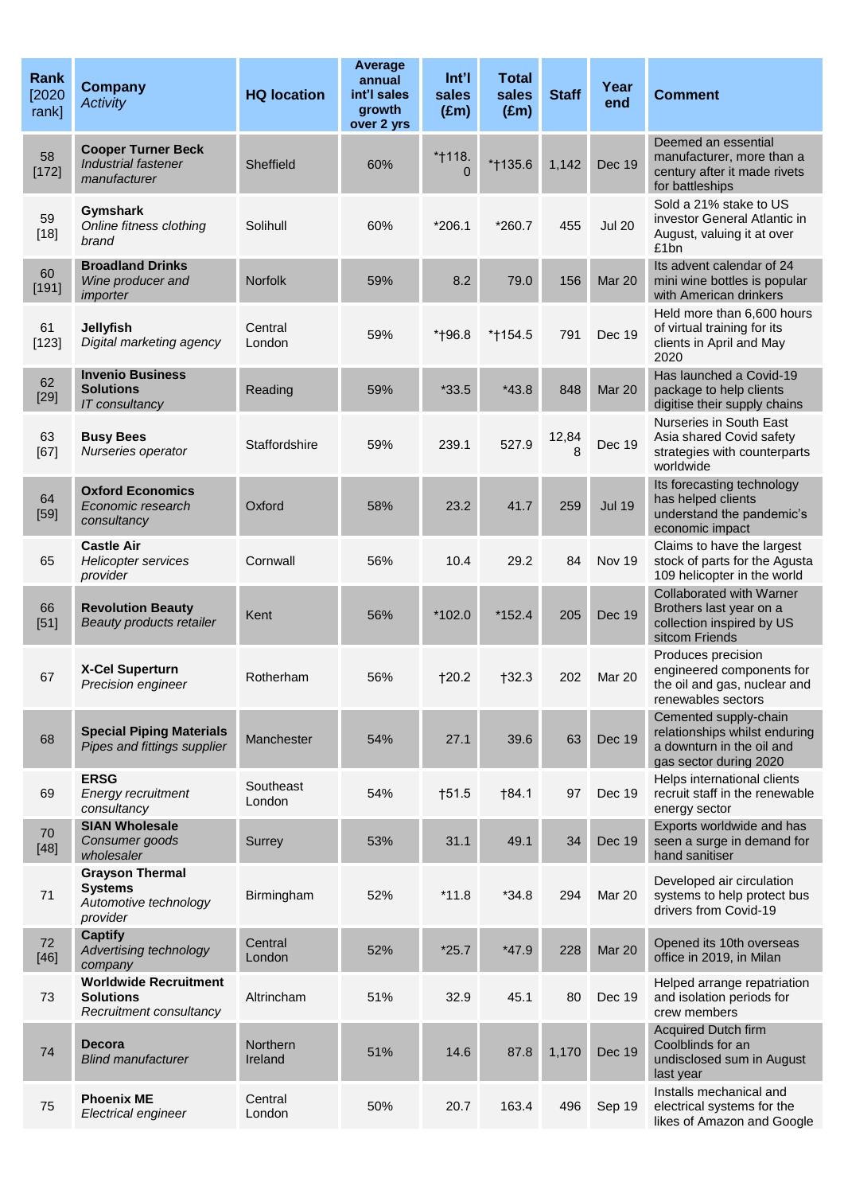| Rank [2020 rank] | Company *Activity* | HQ location | Average annual int'l sales growth over 2 yrs | Int'l sales (£m) | Total sales (£m) | Staff | Year end | Comment |
|---|---|---|---|---|---|---|---|---|
| 58 [172] | **Cooper Turner Beck** *Industrial fastener manufacturer* | Sheffield | 60% | *†118.0 | *†135.6 | 1,142 | Dec 19 | Deemed an essential manufacturer, more than a century after it made rivets for battleships |
| 59 [18] | **Gymshark** *Online fitness clothing brand* | Solihull | 60% | *206.1 | *260.7 | 455 | Jul 20 | Sold a 21% stake to US investor General Atlantic in August, valuing it at over £1bn |
| 60 [191] | **Broadland Drinks** *Wine producer and importer* | Norfolk | 59% | 8.2 | 79.0 | 156 | Mar 20 | Its advent calendar of 24 mini wine bottles is popular with American drinkers |
| 61 [123] | **Jellyfish** *Digital marketing agency* | Central London | 59% | *†96.8 | *†154.5 | 791 | Dec 19 | Held more than 6,600 hours of virtual training for its clients in April and May 2020 |
| 62 [29] | **Invenio Business Solutions** *IT consultancy* | Reading | 59% | *33.5 | *43.8 | 848 | Mar 20 | Has launched a Covid-19 package to help clients digitise their supply chains |
| 63 [67] | **Busy Bees** *Nurseries operator* | Staffordshire | 59% | 239.1 | 527.9 | 12,848 | Dec 19 | Nurseries in South East Asia shared Covid safety strategies with counterparts worldwide |
| 64 [59] | **Oxford Economics** *Economic research consultancy* | Oxford | 58% | 23.2 | 41.7 | 259 | Jul 19 | Its forecasting technology has helped clients understand the pandemic's economic impact |
| 65 | **Castle Air** *Helicopter services provider* | Cornwall | 56% | 10.4 | 29.2 | 84 | Nov 19 | Claims to have the largest stock of parts for the Agusta 109 helicopter in the world |
| 66 [51] | **Revolution Beauty** *Beauty products retailer* | Kent | 56% | *102.0 | *152.4 | 205 | Dec 19 | Collaborated with Warner Brothers last year on a collection inspired by US sitcom Friends |
| 67 | **X-Cel Superturn** *Precision engineer* | Rotherham | 56% | †20.2 | †32.3 | 202 | Mar 20 | Produces precision engineered components for the oil and gas, nuclear and renewables sectors |
| 68 | **Special Piping Materials** *Pipes and fittings supplier* | Manchester | 54% | 27.1 | 39.6 | 63 | Dec 19 | Cemented supply-chain relationships whilst enduring a downturn in the oil and gas sector during 2020 |
| 69 | **ERSG** *Energy recruitment consultancy* | Southeast London | 54% | †51.5 | †84.1 | 97 | Dec 19 | Helps international clients recruit staff in the renewable energy sector |
| 70 [48] | **SIAN Wholesale** *Consumer goods wholesaler* | Surrey | 53% | 31.1 | 49.1 | 34 | Dec 19 | Exports worldwide and has seen a surge in demand for hand sanitiser |
| 71 | **Grayson Thermal Systems** *Automotive technology provider* | Birmingham | 52% | *11.8 | *34.8 | 294 | Mar 20 | Developed air circulation systems to help protect bus drivers from Covid-19 |
| 72 [46] | **Captify** *Advertising technology company* | Central London | 52% | *25.7 | *47.9 | 228 | Mar 20 | Opened its 10th overseas office in 2019, in Milan |
| 73 | **Worldwide Recruitment Solutions** *Recruitment consultancy* | Altrincham | 51% | 32.9 | 45.1 | 80 | Dec 19 | Helped arrange repatriation and isolation periods for crew members |
| 74 | **Decora** *Blind manufacturer* | Northern Ireland | 51% | 14.6 | 87.8 | 1,170 | Dec 19 | Acquired Dutch firm Coolblinds for an undisclosed sum in August last year |
| 75 | **Phoenix ME** *Electrical engineer* | Central London | 50% | 20.7 | 163.4 | 496 | Sep 19 | Installs mechanical and electrical systems for the likes of Amazon and Google |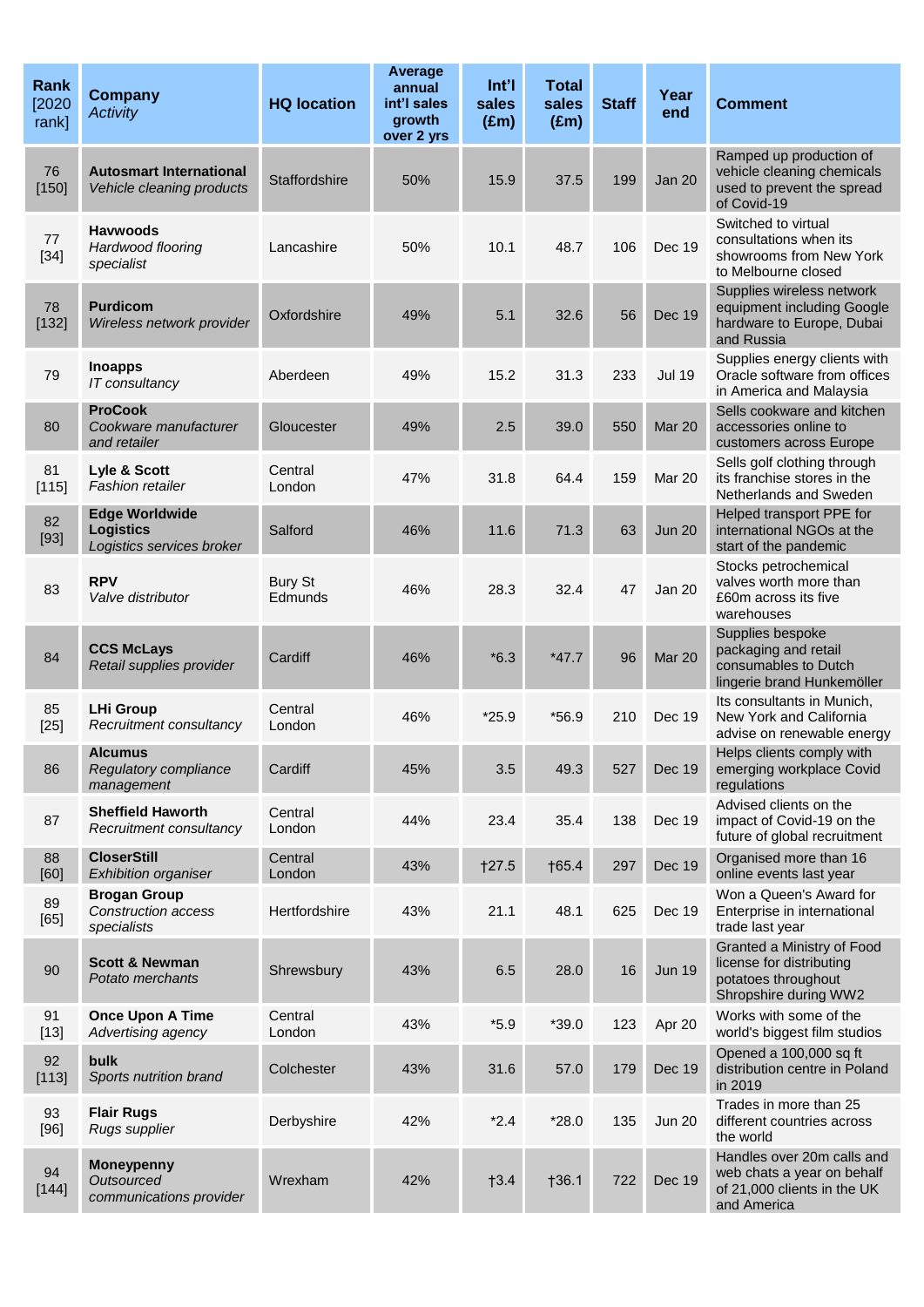| Rank [2020 rank] | Company *Activity* | HQ location | Average annual int'l sales growth over 2 yrs | Int'l sales (£m) | Total sales (£m) | Staff | Year end | Comment |
|---|---|---|---|---|---|---|---|---|
| 76 [150] | **Autosmart International** *Vehicle cleaning products* | Staffordshire | 50% | 15.9 | 37.5 | 199 | Jan 20 | Ramped up production of vehicle cleaning chemicals used to prevent the spread of Covid-19 |
| 77 [34] | **Havwoods** *Hardwood flooring specialist* | Lancashire | 50% | 10.1 | 48.7 | 106 | Dec 19 | Switched to virtual consultations when its showrooms from New York to Melbourne closed |
| 78 [132] | **Purdicom** *Wireless network provider* | Oxfordshire | 49% | 5.1 | 32.6 | 56 | Dec 19 | Supplies wireless network equipment including Google hardware to Europe, Dubai and Russia |
| 79 | **Inoapps** *IT consultancy* | Aberdeen | 49% | 15.2 | 31.3 | 233 | Jul 19 | Supplies energy clients with Oracle software from offices in America and Malaysia |
| 80 | **ProCook** *Cookware manufacturer and retailer* | Gloucester | 49% | 2.5 | 39.0 | 550 | Mar 20 | Sells cookware and kitchen accessories online to customers across Europe |
| 81 [115] | **Lyle & Scott** *Fashion retailer* | Central London | 47% | 31.8 | 64.4 | 159 | Mar 20 | Sells golf clothing through its franchise stores in the Netherlands and Sweden |
| 82 [93] | **Edge Worldwide Logistics** *Logistics services broker* | Salford | 46% | 11.6 | 71.3 | 63 | Jun 20 | Helped transport PPE for international NGOs at the start of the pandemic |
| 83 | **RPV** *Valve distributor* | Bury St Edmunds | 46% | 28.3 | 32.4 | 47 | Jan 20 | Stocks petrochemical valves worth more than £60m across its five warehouses |
| 84 | **CCS McLays** *Retail supplies provider* | Cardiff | 46% | *6.3 | *47.7 | 96 | Mar 20 | Supplies bespoke packaging and retail consumables to Dutch lingerie brand Hunkemöller |
| 85 [25] | **LHi Group** *Recruitment consultancy* | Central London | 46% | *25.9 | *56.9 | 210 | Dec 19 | Its consultants in Munich, New York and California advise on renewable energy |
| 86 | **Alcumus** *Regulatory compliance management* | Cardiff | 45% | 3.5 | 49.3 | 527 | Dec 19 | Helps clients comply with emerging workplace Covid regulations |
| 87 | **Sheffield Haworth** *Recruitment consultancy* | Central London | 44% | 23.4 | 35.4 | 138 | Dec 19 | Advised clients on the impact of Covid-19 on the future of global recruitment |
| 88 [60] | **CloserStill** *Exhibition organiser* | Central London | 43% | †27.5 | †65.4 | 297 | Dec 19 | Organised more than 16 online events last year |
| 89 [65] | **Brogan Group** *Construction access specialists* | Hertfordshire | 43% | 21.1 | 48.1 | 625 | Dec 19 | Won a Queen's Award for Enterprise in international trade last year |
| 90 | **Scott & Newman** *Potato merchants* | Shrewsbury | 43% | 6.5 | 28.0 | 16 | Jun 19 | Granted a Ministry of Food license for distributing potatoes throughout Shropshire during WW2 |
| 91 [13] | **Once Upon A Time** *Advertising agency* | Central London | 43% | *5.9 | *39.0 | 123 | Apr 20 | Works with some of the world's biggest film studios |
| 92 [113] | **bulk** *Sports nutrition brand* | Colchester | 43% | 31.6 | 57.0 | 179 | Dec 19 | Opened a 100,000 sq ft distribution centre in Poland in 2019 |
| 93 [96] | **Flair Rugs** *Rugs supplier* | Derbyshire | 42% | *2.4 | *28.0 | 135 | Jun 20 | Trades in more than 25 different countries across the world |
| 94 [144] | **Moneypenny** *Outsourced communications provider* | Wrexham | 42% | †3.4 | †36.1 | 722 | Dec 19 | Handles over 20m calls and web chats a year on behalf of 21,000 clients in the UK and America |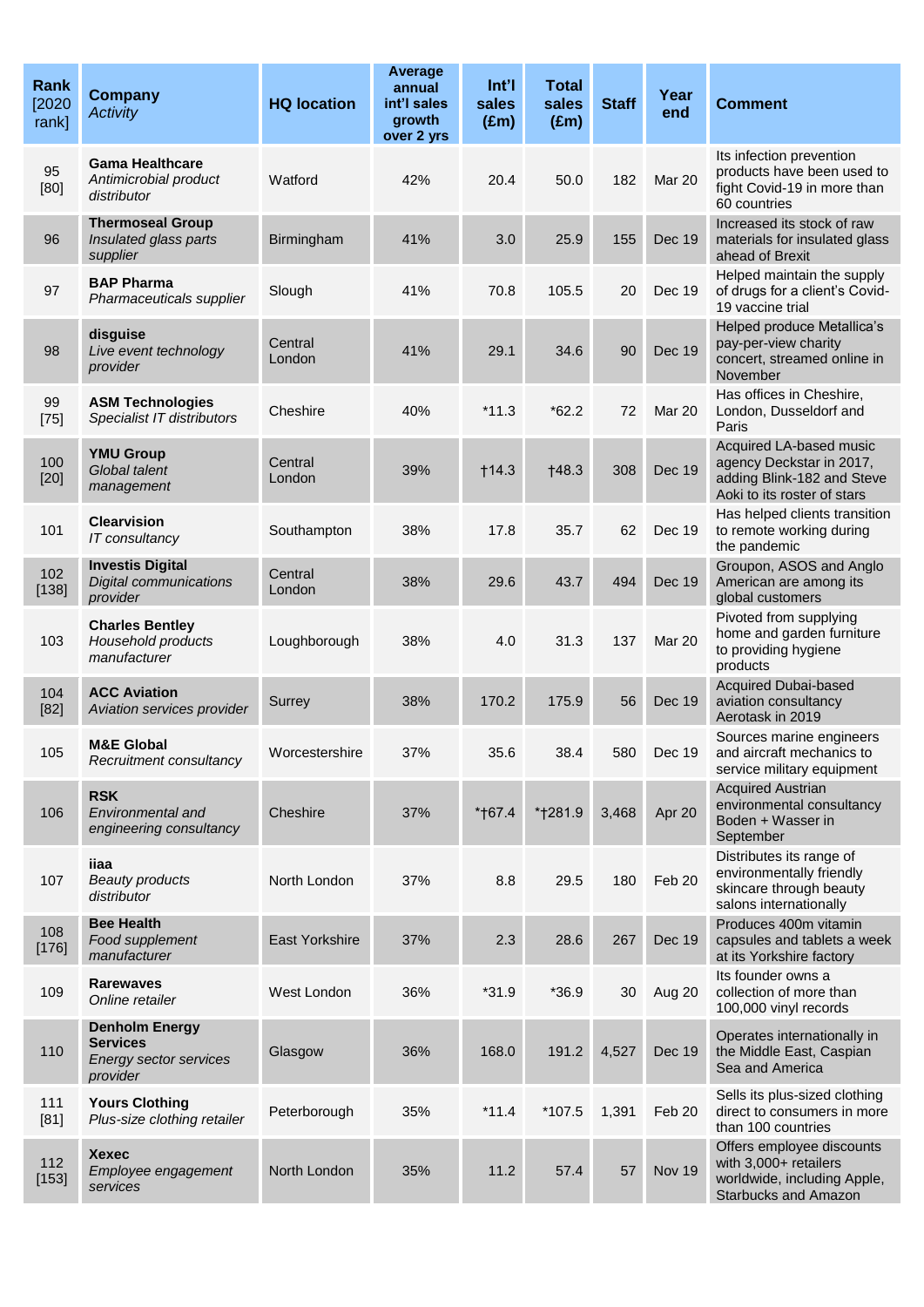| Rank [2020 rank] | Company *Activity* | HQ location | Average annual int'l sales growth over 2 yrs | Int'l sales (£m) | Total sales (£m) | Staff | Year end | Comment |
|---|---|---|---|---|---|---|---|---|
| 95 [80] | **Gama Healthcare** *Antimicrobial product distributor* | Watford | 42% | 20.4 | 50.0 | 182 | Mar 20 | Its infection prevention products have been used to fight Covid-19 in more than 60 countries |
| 96 | **Thermoseal Group** *Insulated glass parts supplier* | Birmingham | 41% | 3.0 | 25.9 | 155 | Dec 19 | Increased its stock of raw materials for insulated glass ahead of Brexit |
| 97 | **BAP Pharma** *Pharmaceuticals supplier* | Slough | 41% | 70.8 | 105.5 | 20 | Dec 19 | Helped maintain the supply of drugs for a client's Covid-19 vaccine trial |
| 98 | **disguise** *Live event technology provider* | Central London | 41% | 29.1 | 34.6 | 90 | Dec 19 | Helped produce Metallica's pay-per-view charity concert, streamed online in November |
| 99 [75] | **ASM Technologies** *Specialist IT distributors* | Cheshire | 40% | *11.3 | *62.2 | 72 | Mar 20 | Has offices in Cheshire, London, Dusseldorf and Paris |
| 100 [20] | **YMU Group** *Global talent management* | Central London | 39% | †14.3 | †48.3 | 308 | Dec 19 | Acquired LA-based music agency Deckstar in 2017, adding Blink-182 and Steve Aoki to its roster of stars |
| 101 | **Clearvision** *IT consultancy* | Southampton | 38% | 17.8 | 35.7 | 62 | Dec 19 | Has helped clients transition to remote working during the pandemic |
| 102 [138] | **Investis Digital** *Digital communications provider* | Central London | 38% | 29.6 | 43.7 | 494 | Dec 19 | Groupon, ASOS and Anglo American are among its global customers |
| 103 | **Charles Bentley** *Household products manufacturer* | Loughborough | 38% | 4.0 | 31.3 | 137 | Mar 20 | Pivoted from supplying home and garden furniture to providing hygiene products |
| 104 [82] | **ACC Aviation** *Aviation services provider* | Surrey | 38% | 170.2 | 175.9 | 56 | Dec 19 | Acquired Dubai-based aviation consultancy Aerotask in 2019 |
| 105 | **M&E Global** *Recruitment consultancy* | Worcestershire | 37% | 35.6 | 38.4 | 580 | Dec 19 | Sources marine engineers and aircraft mechanics to service military equipment |
| 106 | **RSK** *Environmental and engineering consultancy* | Cheshire | 37% | *†67.4 | *†281.9 | 3,468 | Apr 20 | Acquired Austrian environmental consultancy Boden + Wasser in September |
| 107 | **iiaa** *Beauty products distributor* | North London | 37% | 8.8 | 29.5 | 180 | Feb 20 | Distributes its range of environmentally friendly skincare through beauty salons internationally |
| 108 [176] | **Bee Health** *Food supplement manufacturer* | East Yorkshire | 37% | 2.3 | 28.6 | 267 | Dec 19 | Produces 400m vitamin capsules and tablets a week at its Yorkshire factory |
| 109 | **Rarewaves** *Online retailer* | West London | 36% | *31.9 | *36.9 | 30 | Aug 20 | Its founder owns a collection of more than 100,000 vinyl records |
| 110 | **Denholm Energy Services** *Energy sector services provider* | Glasgow | 36% | 168.0 | 191.2 | 4,527 | Dec 19 | Operates internationally in the Middle East, Caspian Sea and America |
| 111 [81] | **Yours Clothing** *Plus-size clothing retailer* | Peterborough | 35% | *11.4 | *107.5 | 1,391 | Feb 20 | Sells its plus-sized clothing direct to consumers in more than 100 countries |
| 112 [153] | **Xexec** *Employee engagement services* | North London | 35% | 11.2 | 57.4 | 57 | Nov 19 | Offers employee discounts with 3,000+ retailers worldwide, including Apple, Starbucks and Amazon |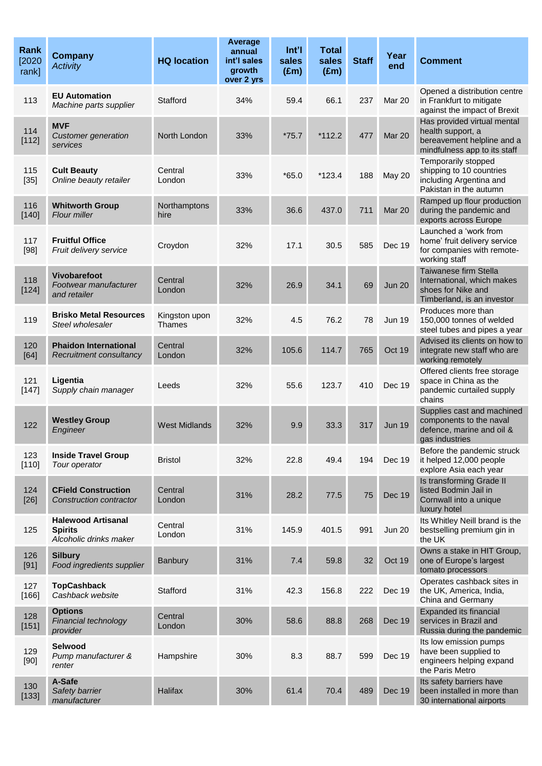| Rank [2020 rank] | Company *Activity* | HQ location | Average annual int'l sales growth over 2 yrs | Int'l sales (£m) | Total sales (£m) | Staff | Year end | Comment |
|---|---|---|---|---|---|---|---|---|
| 113 | **EU Automation** *Machine parts supplier* | Stafford | 34% | 59.4 | 66.1 | 237 | Mar 20 | Opened a distribution centre in Frankfurt to mitigate against the impact of Brexit |
| 114 [112] | **MVF** *Customer generation services* | North London | 33% | *75.7 | *112.2 | 477 | Mar 20 | Has provided virtual mental health support, a bereavement helpline and a mindfulness app to its staff |
| 115 [35] | **Cult Beauty** *Online beauty retailer* | Central London | 33% | *65.0 | *123.4 | 188 | May 20 | Temporarily stopped shipping to 10 countries including Argentina and Pakistan in the autumn |
| 116 [140] | **Whitworth Group** *Flour miller* | Northamptonshire | 33% | 36.6 | 437.0 | 711 | Mar 20 | Ramped up flour production during the pandemic and exports across Europe |
| 117 [98] | **Fruitful Office** *Fruit delivery service* | Croydon | 32% | 17.1 | 30.5 | 585 | Dec 19 | Launched a 'work from home' fruit delivery service for companies with remote-working staff |
| 118 [124] | **Vivobarefoot** *Footwear manufacturer and retailer* | Central London | 32% | 26.9 | 34.1 | 69 | Jun 20 | Taiwanese firm Stella International, which makes shoes for Nike and Timberland, is an investor |
| 119 | **Brisko Metal Resources** *Steel wholesaler* | Kingston upon Thames | 32% | 4.5 | 76.2 | 78 | Jun 19 | Produces more than 150,000 tonnes of welded steel tubes and pipes a year |
| 120 [64] | **Phaidon International** *Recruitment consultancy* | Central London | 32% | 105.6 | 114.7 | 765 | Oct 19 | Advised its clients on how to integrate new staff who are working remotely |
| 121 [147] | **Ligentia** *Supply chain manager* | Leeds | 32% | 55.6 | 123.7 | 410 | Dec 19 | Offered clients free storage space in China as the pandemic curtailed supply chains |
| 122 | **Westley Group** *Engineer* | West Midlands | 32% | 9.9 | 33.3 | 317 | Jun 19 | Supplies cast and machined components to the naval defence, marine and oil & gas industries |
| 123 [110] | **Inside Travel Group** *Tour operator* | Bristol | 32% | 22.8 | 49.4 | 194 | Dec 19 | Before the pandemic struck it helped 12,000 people explore Asia each year |
| 124 [26] | **CField Construction** *Construction contractor* | Central London | 31% | 28.2 | 77.5 | 75 | Dec 19 | Is transforming Grade II listed Bodmin Jail in Cornwall into a unique luxury hotel |
| 125 | **Halewood Artisanal Spirits** *Alcoholic drinks maker* | Central London | 31% | 145.9 | 401.5 | 991 | Jun 20 | Its Whitley Neill brand is the bestselling premium gin in the UK |
| 126 [91] | **Silbury** *Food ingredients supplier* | Banbury | 31% | 7.4 | 59.8 | 32 | Oct 19 | Owns a stake in HIT Group, one of Europe's largest tomato processors |
| 127 [166] | **TopCashback** *Cashback website* | Stafford | 31% | 42.3 | 156.8 | 222 | Dec 19 | Operates cashback sites in the UK, America, India, China and Germany |
| 128 [151] | **Options** *Financial technology provider* | Central London | 30% | 58.6 | 88.8 | 268 | Dec 19 | Expanded its financial services in Brazil and Russia during the pandemic |
| 129 [90] | **Selwood** *Pump manufacturer & renter* | Hampshire | 30% | 8.3 | 88.7 | 599 | Dec 19 | Its low emission pumps have been supplied to engineers helping expand the Paris Metro |
| 130 [133] | **A-Safe** *Safety barrier manufacturer* | Halifax | 30% | 61.4 | 70.4 | 489 | Dec 19 | Its safety barriers have been installed in more than 30 international airports |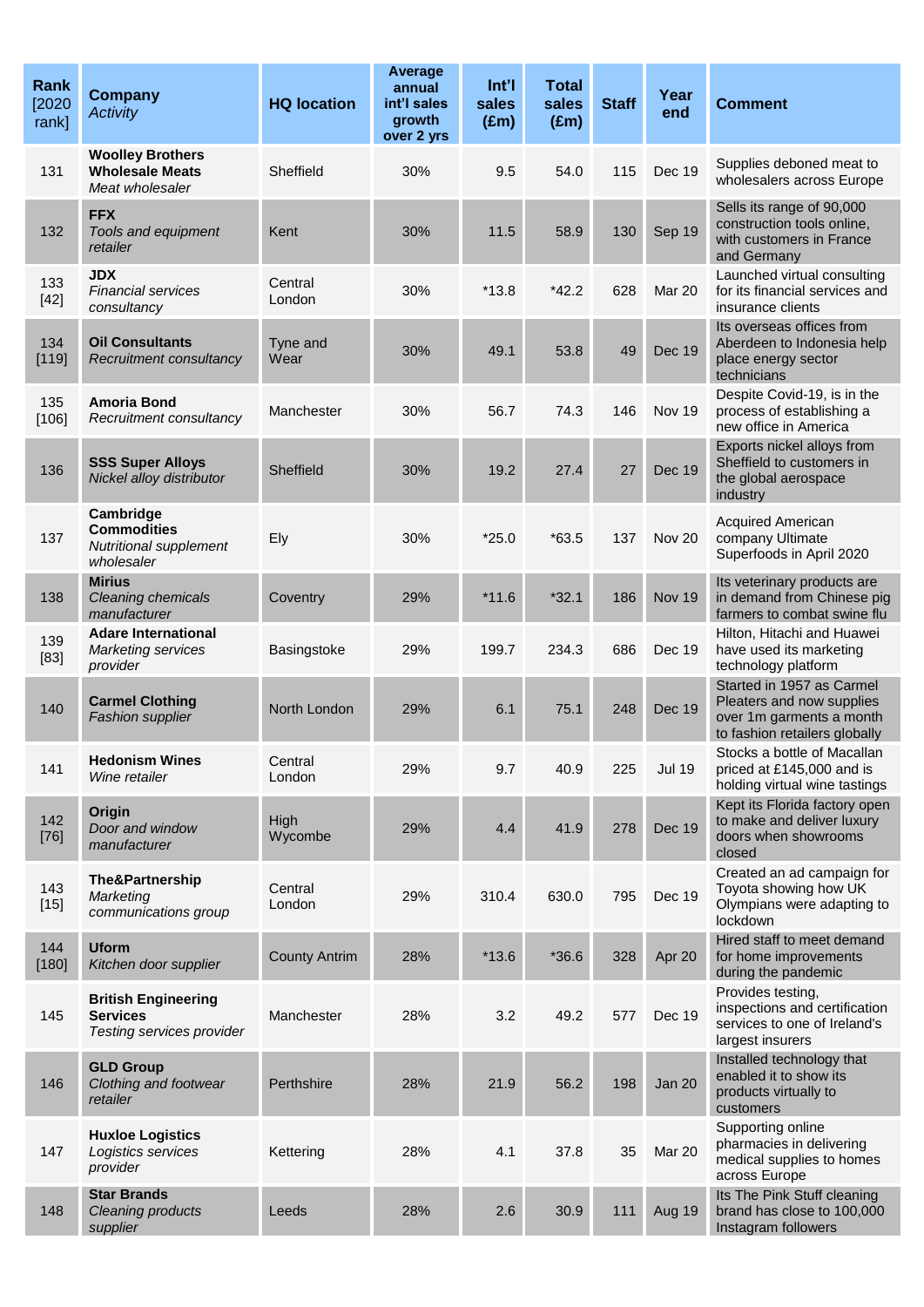| Rank [2020 rank] | Company *Activity* | HQ location | Average annual int'l sales growth over 2 yrs | Int'l sales (£m) | Total sales (£m) | Staff | Year end | Comment |
|---|---|---|---|---|---|---|---|---|
| 131 | **Woolley Brothers Wholesale Meats** *Meat wholesaler* | Sheffield | 30% | 9.5 | 54.0 | 115 | Dec 19 | Supplies deboned meat to wholesalers across Europe |
| 132 | **FFX** *Tools and equipment retailer* | Kent | 30% | 11.5 | 58.9 | 130 | Sep 19 | Sells its range of 90,000 construction tools online, with customers in France and Germany |
| 133 [42] | **JDX** *Financial services consultancy* | Central London | 30% | *13.8 | *42.2 | 628 | Mar 20 | Launched virtual consulting for its financial services and insurance clients |
| 134 [119] | **Oil Consultants** *Recruitment consultancy* | Tyne and Wear | 30% | 49.1 | 53.8 | 49 | Dec 19 | Its overseas offices from Aberdeen to Indonesia help place energy sector technicians |
| 135 [106] | **Amoria Bond** *Recruitment consultancy* | Manchester | 30% | 56.7 | 74.3 | 146 | Nov 19 | Despite Covid-19, is in the process of establishing a new office in America |
| 136 | **SSS Super Alloys** *Nickel alloy distributor* | Sheffield | 30% | 19.2 | 27.4 | 27 | Dec 19 | Exports nickel alloys from Sheffield to customers in the global aerospace industry |
| 137 | **Cambridge Commodities** *Nutritional supplement wholesaler* | Ely | 30% | *25.0 | *63.5 | 137 | Nov 20 | Acquired American company Ultimate Superfoods in April 2020 |
| 138 | **Mirius** *Cleaning chemicals manufacturer* | Coventry | 29% | *11.6 | *32.1 | 186 | Nov 19 | Its veterinary products are in demand from Chinese pig farmers to combat swine flu |
| 139 [83] | **Adare International** *Marketing services provider* | Basingstoke | 29% | 199.7 | 234.3 | 686 | Dec 19 | Hilton, Hitachi and Huawei have used its marketing technology platform |
| 140 | **Carmel Clothing** *Fashion supplier* | North London | 29% | 6.1 | 75.1 | 248 | Dec 19 | Started in 1957 as Carmel Pleaters and now supplies over 1m garments a month to fashion retailers globally |
| 141 | **Hedonism Wines** *Wine retailer* | Central London | 29% | 9.7 | 40.9 | 225 | Jul 19 | Stocks a bottle of Macallan priced at £145,000 and is holding virtual wine tastings |
| 142 [76] | **Origin** *Door and window manufacturer* | High Wycombe | 29% | 4.4 | 41.9 | 278 | Dec 19 | Kept its Florida factory open to make and deliver luxury doors when showrooms closed |
| 143 [15] | **The&Partnership** *Marketing communications group* | Central London | 29% | 310.4 | 630.0 | 795 | Dec 19 | Created an ad campaign for Toyota showing how UK Olympians were adapting to lockdown |
| 144 [180] | **Uform** *Kitchen door supplier* | County Antrim | 28% | *13.6 | *36.6 | 328 | Apr 20 | Hired staff to meet demand for home improvements during the pandemic |
| 145 | **British Engineering Services** *Testing services provider* | Manchester | 28% | 3.2 | 49.2 | 577 | Dec 19 | Provides testing, inspections and certification services to one of Ireland's largest insurers |
| 146 | **GLD Group** *Clothing and footwear retailer* | Perthshire | 28% | 21.9 | 56.2 | 198 | Jan 20 | Installed technology that enabled it to show its products virtually to customers |
| 147 | **Huxloe Logistics** *Logistics services provider* | Kettering | 28% | 4.1 | 37.8 | 35 | Mar 20 | Supporting online pharmacies in delivering medical supplies to homes across Europe |
| 148 | **Star Brands** *Cleaning products supplier* | Leeds | 28% | 2.6 | 30.9 | 111 | Aug 19 | Its The Pink Stuff cleaning brand has close to 100,000 Instagram followers |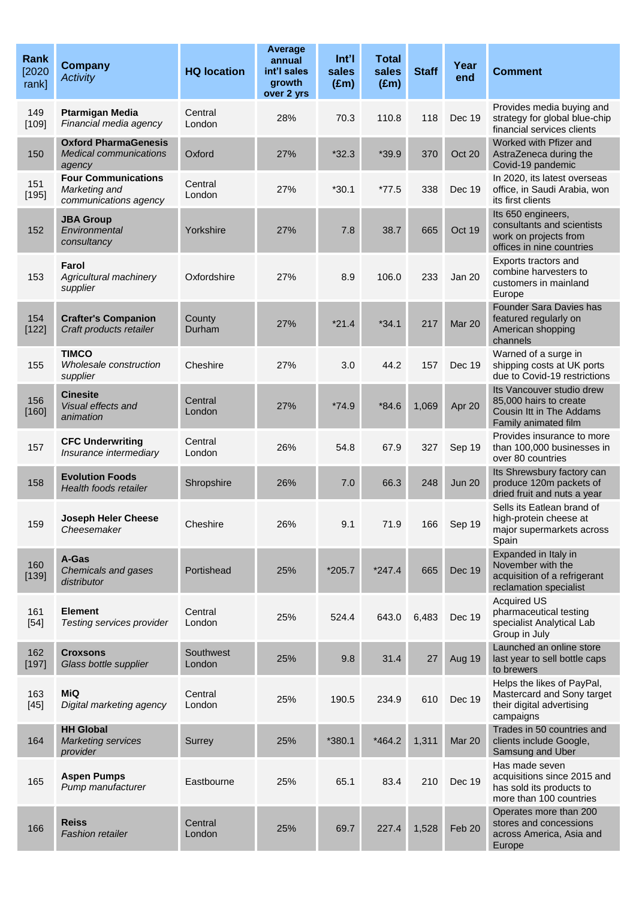| Rank [2020 rank] | Company *Activity* | HQ location | Average annual int'l sales growth over 2 yrs | Int'l sales (£m) | Total sales (£m) | Staff | Year end | Comment |
|---|---|---|---|---|---|---|---|---|
| 149 [109] | **Ptarmigan Media** *Financial media agency* | Central London | 28% | 70.3 | 110.8 | 118 | Dec 19 | Provides media buying and strategy for global blue-chip financial services clients |
| 150 | **Oxford PharmaGenesis** *Medical communications agency* | Oxford | 27% | *32.3 | *39.9 | 370 | Oct 20 | Worked with Pfizer and AstraZeneca during the Covid-19 pandemic |
| 151 [195] | **Four Communications** *Marketing and communications agency* | Central London | 27% | *30.1 | *77.5 | 338 | Dec 19 | In 2020, its latest overseas office, in Saudi Arabia, won its first clients |
| 152 | **JBA Group** *Environmental consultancy* | Yorkshire | 27% | 7.8 | 38.7 | 665 | Oct 19 | Its 650 engineers, consultants and scientists work on projects from offices in nine countries |
| 153 | **Farol** *Agricultural machinery supplier* | Oxfordshire | 27% | 8.9 | 106.0 | 233 | Jan 20 | Exports tractors and combine harvesters to customers in mainland Europe |
| 154 [122] | **Crafter's Companion** *Craft products retailer* | County Durham | 27% | *21.4 | *34.1 | 217 | Mar 20 | Founder Sara Davies has featured regularly on American shopping channels |
| 155 | **TIMCO** *Wholesale construction supplier* | Cheshire | 27% | 3.0 | 44.2 | 157 | Dec 19 | Warned of a surge in shipping costs at UK ports due to Covid-19 restrictions |
| 156 [160] | **Cinesite** *Visual effects and animation* | Central London | 27% | *74.9 | *84.6 | 1,069 | Apr 20 | Its Vancouver studio drew 85,000 hairs to create Cousin Itt in The Addams Family animated film |
| 157 | **CFC Underwriting** *Insurance intermediary* | Central London | 26% | 54.8 | 67.9 | 327 | Sep 19 | Provides insurance to more than 100,000 businesses in over 80 countries |
| 158 | **Evolution Foods** *Health foods retailer* | Shropshire | 26% | 7.0 | 66.3 | 248 | Jun 20 | Its Shrewsbury factory can produce 120m packets of dried fruit and nuts a year |
| 159 | **Joseph Heler Cheese** *Cheesemaker* | Cheshire | 26% | 9.1 | 71.9 | 166 | Sep 19 | Sells its Eatlean brand of high-protein cheese at major supermarkets across Spain |
| 160 [139] | **A-Gas** *Chemicals and gases distributor* | Portishead | 25% | *205.7 | *247.4 | 665 | Dec 19 | Expanded in Italy in November with the acquisition of a refrigerant reclamation specialist |
| 161 [54] | **Element** *Testing services provider* | Central London | 25% | 524.4 | 643.0 | 6,483 | Dec 19 | Acquired US pharmaceutical testing specialist Analytical Lab Group in July |
| 162 [197] | **Croxsons** *Glass bottle supplier* | Southwest London | 25% | 9.8 | 31.4 | 27 | Aug 19 | Launched an online store last year to sell bottle caps to brewers |
| 163 [45] | **MiQ** *Digital marketing agency* | Central London | 25% | 190.5 | 234.9 | 610 | Dec 19 | Helps the likes of PayPal, Mastercard and Sony target their digital advertising campaigns |
| 164 | **HH Global** *Marketing services provider* | Surrey | 25% | *380.1 | *464.2 | 1,311 | Mar 20 | Trades in 50 countries and clients include Google, Samsung and Uber |
| 165 | **Aspen Pumps** *Pump manufacturer* | Eastbourne | 25% | 65.1 | 83.4 | 210 | Dec 19 | Has made seven acquisitions since 2015 and has sold its products to more than 100 countries |
| 166 | **Reiss** *Fashion retailer* | Central London | 25% | 69.7 | 227.4 | 1,528 | Feb 20 | Operates more than 200 stores and concessions across America, Asia and Europe |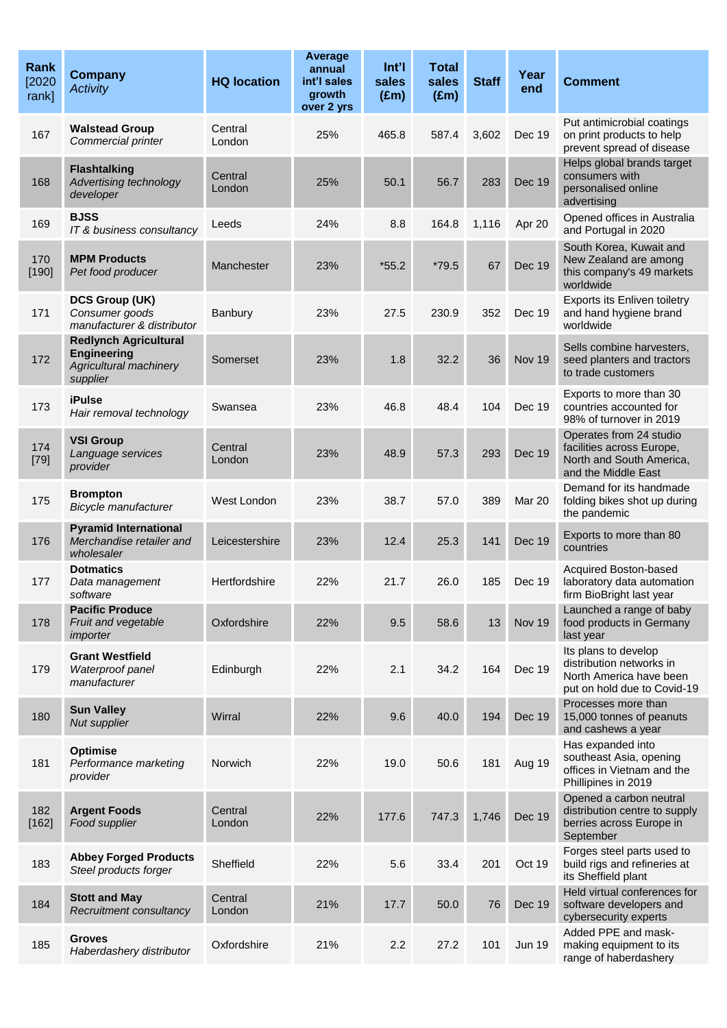| Rank [2020 rank] | **Company** *Activity* | HQ location | Average annual int'l sales growth over 2 yrs | Int'l sales (£m) | Total sales (£m) | Staff | Year end | Comment |
|---|---|---|---|---|---|---|---|---|
| 167 | **Walstead Group** *Commercial printer* | Central London | 25% | 465.8 | 587.4 | 3,602 | Dec 19 | Put antimicrobial coatings on print products to help prevent spread of disease |
| 168 | **Flashtalking** *Advertising technology developer* | Central London | 25% | 50.1 | 56.7 | 283 | Dec 19 | Helps global brands target consumers with personalised online advertising |
| 169 | **BJSS** *IT & business consultancy* | Leeds | 24% | 8.8 | 164.8 | 1,116 | Apr 20 | Opened offices in Australia and Portugal in 2020 |
| 170 [190] | **MPM Products** *Pet food producer* | Manchester | 23% | *55.2 | *79.5 | 67 | Dec 19 | South Korea, Kuwait and New Zealand are among this company's 49 markets worldwide |
| 171 | **DCS Group (UK)** *Consumer goods manufacturer & distributor* | Banbury | 23% | 27.5 | 230.9 | 352 | Dec 19 | Exports its Enliven toiletry and hand hygiene brand worldwide |
| 172 | **Redlynch Agricultural Engineering** *Agricultural machinery supplier* | Somerset | 23% | 1.8 | 32.2 | 36 | Nov 19 | Sells combine harvesters, seed planters and tractors to trade customers |
| 173 | **iPulse** *Hair removal technology* | Swansea | 23% | 46.8 | 48.4 | 104 | Dec 19 | Exports to more than 30 countries accounted for 98% of turnover in 2019 |
| 174 [79] | **VSI Group** *Language services provider* | Central London | 23% | 48.9 | 57.3 | 293 | Dec 19 | Operates from 24 studio facilities across Europe, North and South America, and the Middle East |
| 175 | **Brompton** *Bicycle manufacturer* | West London | 23% | 38.7 | 57.0 | 389 | Mar 20 | Demand for its handmade folding bikes shot up during the pandemic |
| 176 | **Pyramid International** *Merchandise retailer and wholesaler* | Leicestershire | 23% | 12.4 | 25.3 | 141 | Dec 19 | Exports to more than 80 countries |
| 177 | **Dotmatics** *Data management software* | Hertfordshire | 22% | 21.7 | 26.0 | 185 | Dec 19 | Acquired Boston-based laboratory data automation firm BioBright last year |
| 178 | **Pacific Produce** *Fruit and vegetable importer* | Oxfordshire | 22% | 9.5 | 58.6 | 13 | Nov 19 | Launched a range of baby food products in Germany last year |
| 179 | **Grant Westfield** *Waterproof panel manufacturer* | Edinburgh | 22% | 2.1 | 34.2 | 164 | Dec 19 | Its plans to develop distribution networks in North America have been put on hold due to Covid-19 |
| 180 | **Sun Valley** *Nut supplier* | Wirral | 22% | 9.6 | 40.0 | 194 | Dec 19 | Processes more than 15,000 tonnes of peanuts and cashews a year |
| 181 | **Optimise** *Performance marketing provider* | Norwich | 22% | 19.0 | 50.6 | 181 | Aug 19 | Has expanded into southeast Asia, opening offices in Vietnam and the Phillipines in 2019 |
| 182 [162] | **Argent Foods** *Food supplier* | Central London | 22% | 177.6 | 747.3 | 1,746 | Dec 19 | Opened a carbon neutral distribution centre to supply berries across Europe in September |
| 183 | **Abbey Forged Products** *Steel products forger* | Sheffield | 22% | 5.6 | 33.4 | 201 | Oct 19 | Forges steel parts used to build rigs and refineries at its Sheffield plant |
| 184 | **Stott and May** *Recruitment consultancy* | Central London | 21% | 17.7 | 50.0 | 76 | Dec 19 | Held virtual conferences for software developers and cybersecurity experts |
| 185 | **Groves** *Haberdashery distributor* | Oxfordshire | 21% | 2.2 | 27.2 | 101 | Jun 19 | Added PPE and mask-making equipment to its range of haberdashery |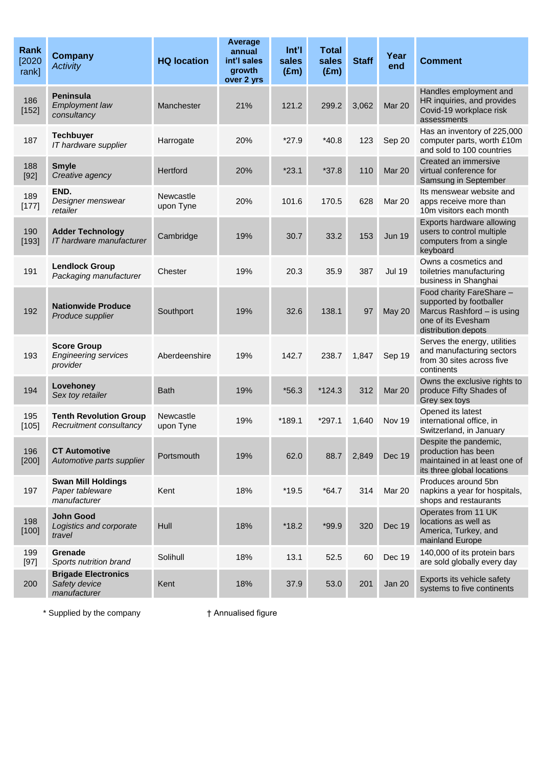| Rank [2020 rank] | Company *Activity* | HQ location | Average annual int'l sales growth over 2 yrs | Int'l sales (£m) | Total sales (£m) | Staff | Year end | Comment |
|---|---|---|---|---|---|---|---|---|
| 186 [152] | **Peninsula** *Employment law consultancy* | Manchester | 21% | 121.2 | 299.2 | 3,062 | Mar 20 | Handles employment and HR inquiries, and provides Covid-19 workplace risk assessments |
| 187 | **Techbuyer** *IT hardware supplier* | Harrogate | 20% | *27.9 | *40.8 | 123 | Sep 20 | Has an inventory of 225,000 computer parts, worth £10m and sold to 100 countries |
| 188 [92] | **Smyle** *Creative agency* | Hertford | 20% | *23.1 | *37.8 | 110 | Mar 20 | Created an immersive virtual conference for Samsung in September |
| 189 [177] | **END.** *Designer menswear retailer* | Newcastle upon Tyne | 20% | 101.6 | 170.5 | 628 | Mar 20 | Its menswear website and apps receive more than 10m visitors each month |
| 190 [193] | **Adder Technology** *IT hardware manufacturer* | Cambridge | 19% | 30.7 | 33.2 | 153 | Jun 19 | Exports hardware allowing users to control multiple computers from a single keyboard |
| 191 | **Lendlock Group** *Packaging manufacturer* | Chester | 19% | 20.3 | 35.9 | 387 | Jul 19 | Owns a cosmetics and toiletries manufacturing business in Shanghai |
| 192 | **Nationwide Produce** *Produce supplier* | Southport | 19% | 32.6 | 138.1 | 97 | May 20 | Food charity FareShare – supported by footballer Marcus Rashford – is using one of its Evesham distribution depots |
| 193 | **Score Group** *Engineering services provider* | Aberdeenshire | 19% | 142.7 | 238.7 | 1,847 | Sep 19 | Serves the energy, utilities and manufacturing sectors from 30 sites across five continents |
| 194 | **Lovehoney** *Sex toy retailer* | Bath | 19% | *56.3 | *124.3 | 312 | Mar 20 | Owns the exclusive rights to produce Fifty Shades of Grey sex toys |
| 195 [105] | **Tenth Revolution Group** *Recruitment consultancy* | Newcastle upon Tyne | 19% | *189.1 | *297.1 | 1,640 | Nov 19 | Opened its latest international office, in Switzerland, in January |
| 196 [200] | **CT Automotive** *Automotive parts supplier* | Portsmouth | 19% | 62.0 | 88.7 | 2,849 | Dec 19 | Despite the pandemic, production has been maintained in at least one of its three global locations |
| 197 | **Swan Mill Holdings** *Paper tableware manufacturer* | Kent | 18% | *19.5 | *64.7 | 314 | Mar 20 | Produces around 5bn napkins a year for hospitals, shops and restaurants |
| 198 [100] | **John Good** *Logistics and corporate travel* | Hull | 18% | *18.2 | *99.9 | 320 | Dec 19 | Operates from 11 UK locations as well as America, Turkey, and mainland Europe |
| 199 [97] | **Grenade** *Sports nutrition brand* | Solihull | 18% | 13.1 | 52.5 | 60 | Dec 19 | 140,000 of its protein bars are sold globally every day |
| 200 | **Brigade Electronics** *Safety device manufacturer* | Kent | 18% | 37.9 | 53.0 | 201 | Jan 20 | Exports its vehicle safety systems to five continents |

\* Supplied by the company † Annualised figure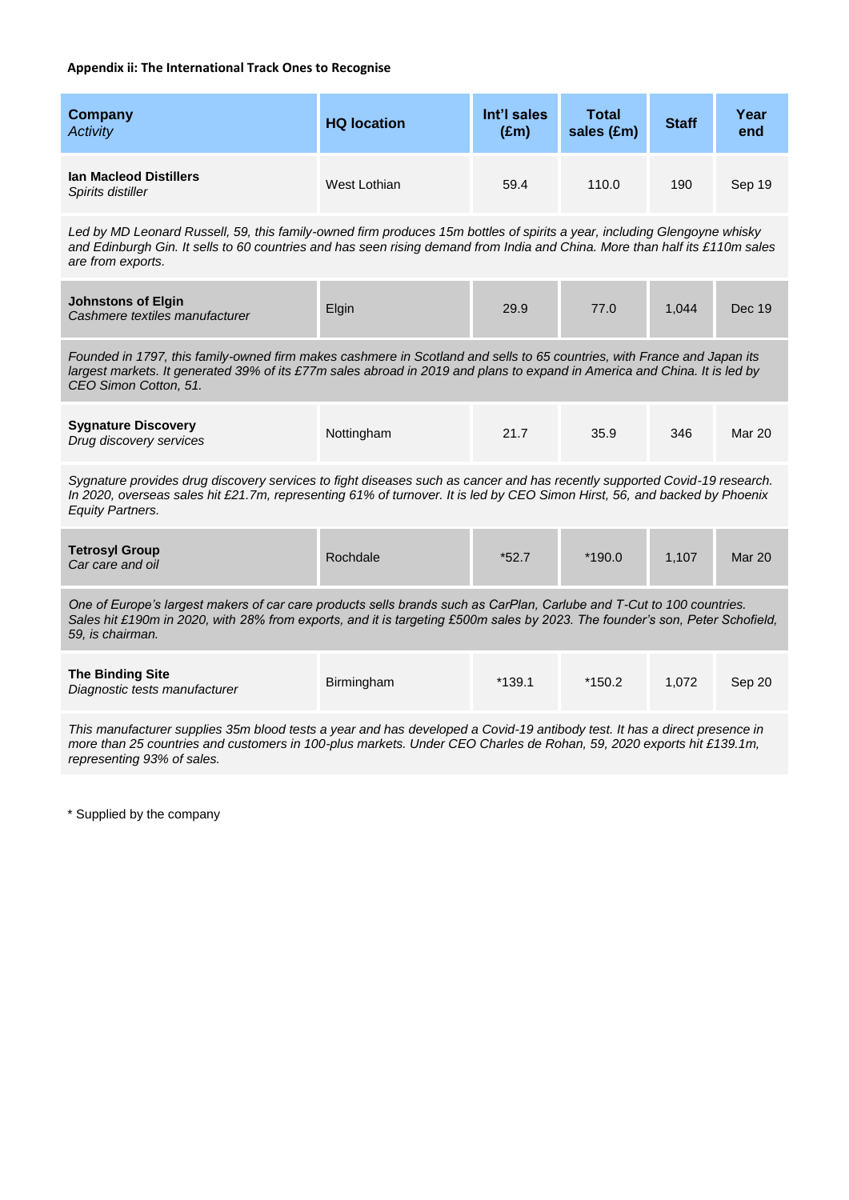**Appendix ii: The International Track Ones to Recognise**

| **Company** *Activity* | **HQ location** | **Int'l sales (£m)** | **Total sales (£m)** | **Staff** | **Year end** |
|---|---|---|---|---|---|
| **Ian Macleod Distillers** *Spirits distiller* | West Lothian | 59.4 | 110.0 | 190 | Sep 19 |
| *Led by MD Leonard Russell, 59, this family-owned firm produces 15m bottles of spirits a year, including Glengoyne whisky and Edinburgh Gin. It sells to 60 countries and has seen rising demand from India and China. More than half its £110m sales are from exports.* | | | | | |
| **Johnstons of Elgin** *Cashmere textiles manufacturer* | Elgin | 29.9 | 77.0 | 1,044 | Dec 19 |
| *Founded in 1797, this family-owned firm makes cashmere in Scotland and sells to 65 countries, with France and Japan its largest markets. It generated 39% of its £77m sales abroad in 2019 and plans to expand in America and China. It is led by CEO Simon Cotton, 51.* | | | | | |
| **Sygnature Discovery** *Drug discovery services* | Nottingham | 21.7 | 35.9 | 346 | Mar 20 |
| *Sygnature provides drug discovery services to fight diseases such as cancer and has recently supported Covid-19 research. In 2020, overseas sales hit £21.7m, representing 61% of turnover. It is led by CEO Simon Hirst, 56, and backed by Phoenix Equity Partners.* | | | | | |
| **Tetrosyl Group** *Car care and oil* | Rochdale | *52.7 | *190.0 | 1,107 | Mar 20 |
| *One of Europe's largest makers of car care products sells brands such as CarPlan, Carlube and T-Cut to 100 countries. Sales hit £190m in 2020, with 28% from exports, and it is targeting £500m sales by 2023. The founder's son, Peter Schofield, 59, is chairman.* | | | | | |
| **The Binding Site** *Diagnostic tests manufacturer* | Birmingham | *139.1 | *150.2 | 1,072 | Sep 20 |
| *This manufacturer supplies 35m blood tests a year and has developed a Covid-19 antibody test. It has a direct presence in more than 25 countries and customers in 100-plus markets. Under CEO Charles de Rohan, 59, 2020 exports hit £139.1m, representing 93% of sales.* | | | | | |

\* Supplied by the company